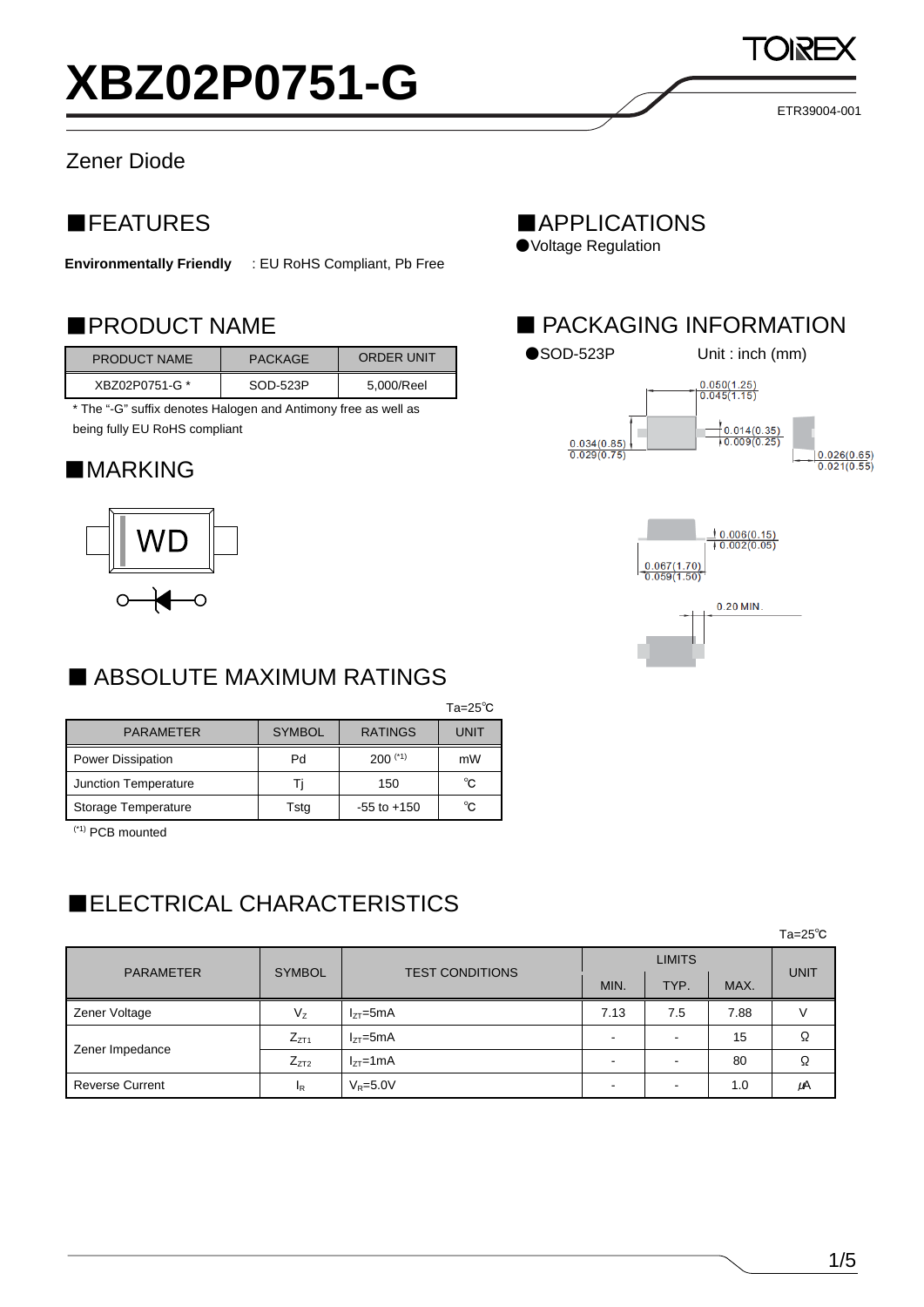# XBZ02P0751-G

ETR39004-001

Zener Diode

## ■FEATURES

**Environmentally Friendly** : EU RoHS Compliant, Pb Free

## ■APPLICATIONS

●Voltage Regulation

## ■PRODUCT NAME

| PRODUCT NAME | PACKAGE | ORDER UNIT |
|---|---|---|
| XBZ02P0751-G * | SOD-523P | 5,000/Reel |

* The "-G" suffix denotes Halogen and Antimony free as well as being fully EU RoHS compliant

## ■PACKAGING INFORMATION

●SOD-523P Unit : inch (mm)

0.050(1.25) / 0.045(1.15)

0.014(0.35) / 0.009(0.25)

0.034(0.85) / 0.029(0.75)

0.026(0.65) / 0.021(0.55)

0.006(0.15) / 0.002(0.05)

0.067(1.70) / 0.059(1.50)

0.20 MIN.

## ■MARKING

WD

## ■ ABSOLUTE MAXIMUM RATINGS

Ta=25℃

| PARAMETER | SYMBOL | RATINGS | UNIT |
|---|---|---|---|
| Power Dissipation | Pd | 200 (*1) | mW |
| Junction Temperature | Tj | 150 | ℃ |
| Storage Temperature | Tstg | -55 to +150 | ℃ |

(*1) PCB mounted

## ■ELECTRICAL CHARACTERISTICS

Ta=25℃

| PARAMETER | SYMBOL | TEST CONDITIONS | LIMITS | | | UNIT |
|---|---|---|---|---|---|---|
| | | | MIN. | TYP. | MAX. | |
| Zener Voltage | $V_Z$ | $I_{ZT}$=5mA | 7.13 | 7.5 | 7.88 | V |
| Zener Impedance | $Z_{ZT1}$ | $I_{ZT}$=5mA | - | - | 15 | Ω |
| | $Z_{ZT2}$ | $I_{ZT}$=1mA | - | - | 80 | Ω |
| Reverse Current | $I_R$ | $V_R$=5.0V | - | - | 1.0 | μA |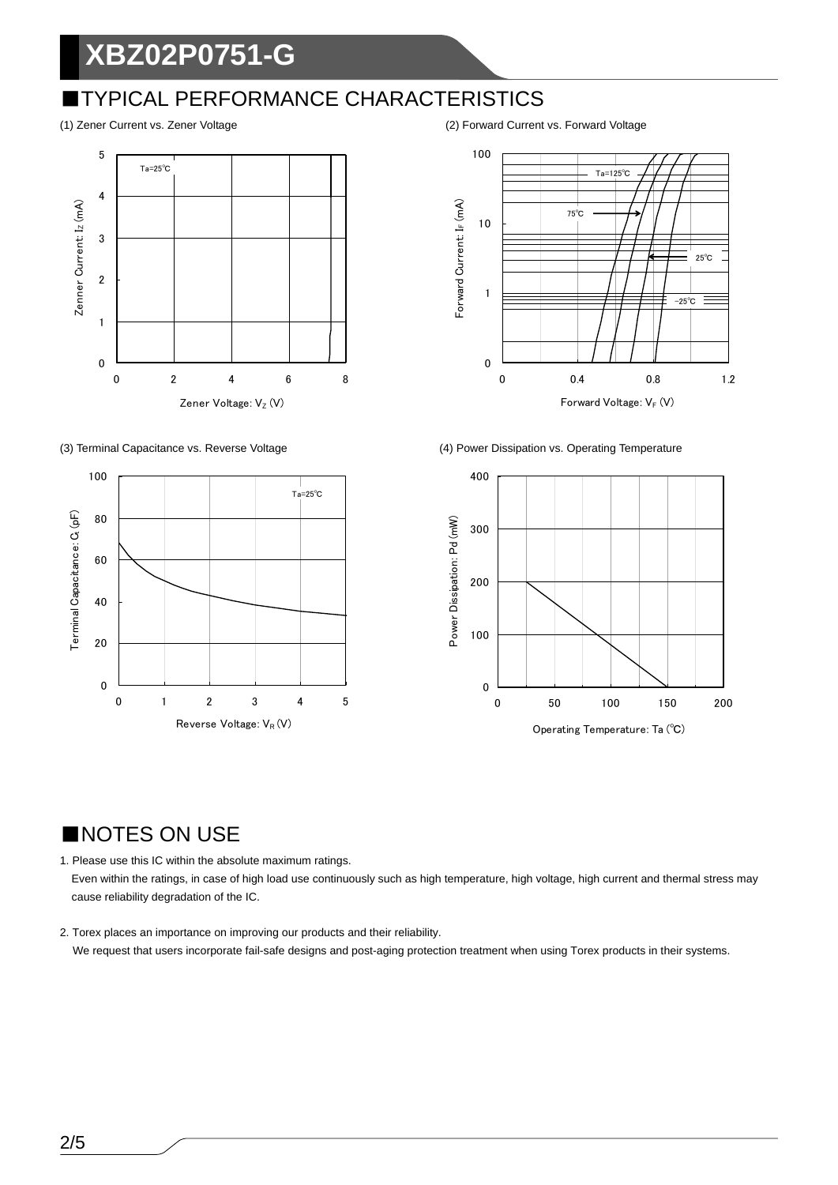## ■TYPICAL PERFORMANCE CHARACTERISTICS

(1) Zener Current vs. Zener Voltage

(2) Forward Current vs. Forward Voltage

(3) Terminal Capacitance vs. Reverse Voltage

(4) Power Dissipation vs. Operating Temperature

## ■NOTES ON USE

1. Please use this IC within the absolute maximum ratings.
   Even within the ratings, in case of high load use continuously such as high temperature, high voltage, high current and thermal stress may cause reliability degradation of the IC.

2. Torex places an importance on improving our products and their reliability.
   We request that users incorporate fail-safe designs and post-aging protection treatment when using Torex products in their systems.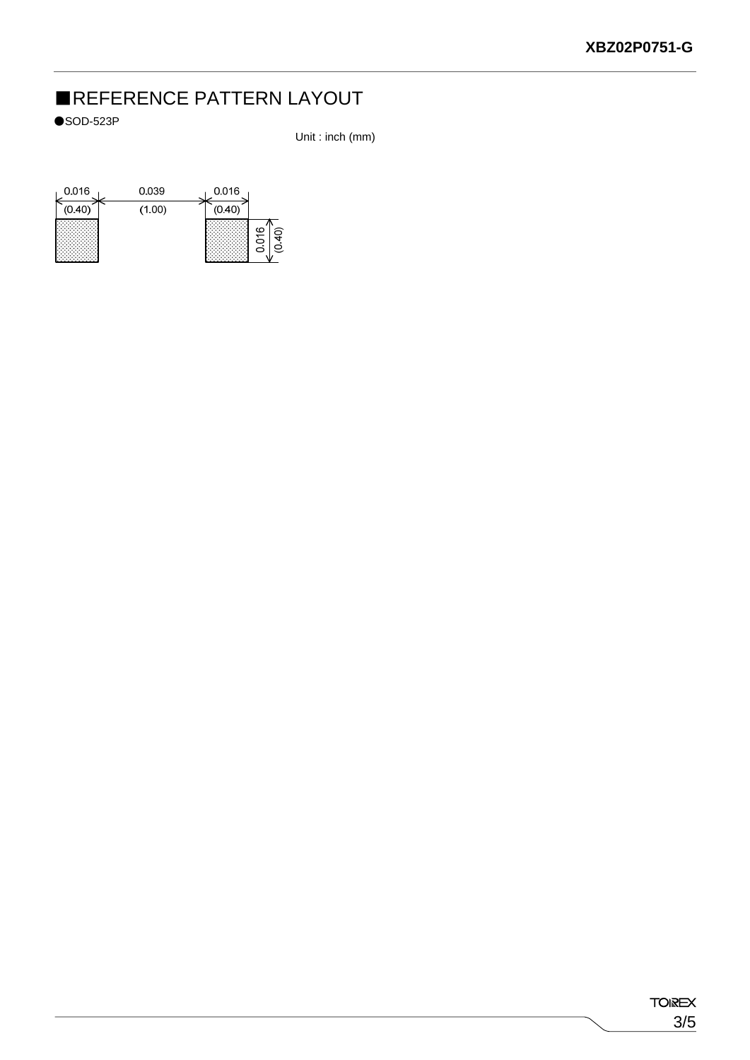## ■REFERENCE PATTERN LAYOUT

●SOD-523P

Unit : inch (mm)

0.016 (0.40) 0.039 (1.00) 0.016 (0.40)

0.016 (0.40)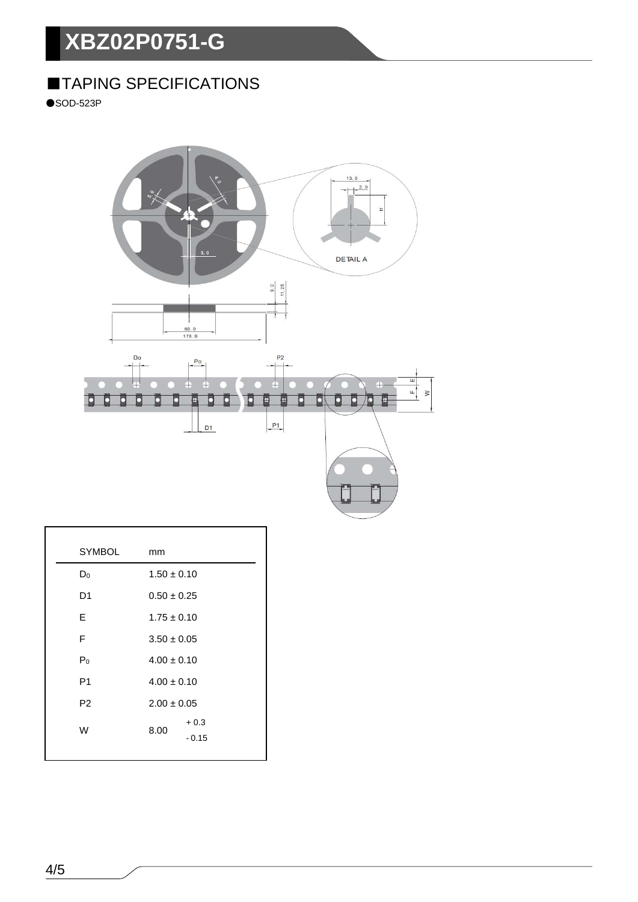## ■TAPING SPECIFICATIONS

●SOD-523P

| SYMBOL | mm |
|---|---|
| $D_0$ | 1.50 ± 0.10 |
| D1 | 0.50 ± 0.25 |
| E | 1.75 ± 0.10 |
| F | 3.50 ± 0.05 |
| $P_0$ | 4.00 ± 0.10 |
| P1 | 4.00 ± 0.10 |
| P2 | 2.00 ± 0.05 |
| W | 8.00 $^{+0.3}_{-0.15}$ |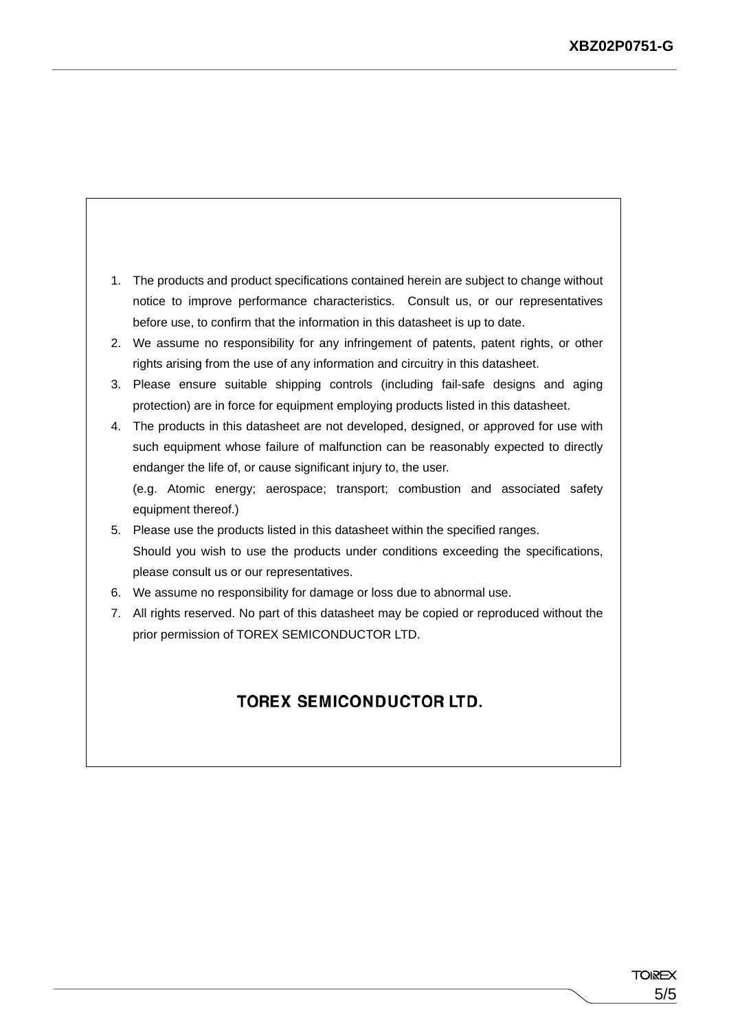1. The products and product specifications contained herein are subject to change without notice to improve performance characteristics. Consult us, or our representatives before use, to confirm that the information in this datasheet is up to date.
2. We assume no responsibility for any infringement of patents, patent rights, or other rights arising from the use of any information and circuitry in this datasheet.
3. Please ensure suitable shipping controls (including fail-safe designs and aging protection) are in force for equipment employing products listed in this datasheet.
4. The products in this datasheet are not developed, designed, or approved for use with such equipment whose failure of malfunction can be reasonably expected to directly endanger the life of, or cause significant injury to, the user.

   (e.g. Atomic energy; aerospace; transport; combustion and associated safety equipment thereof.)
5. Please use the products listed in this datasheet within the specified ranges.

   Should you wish to use the products under conditions exceeding the specifications, please consult us or our representatives.
6. We assume no responsibility for damage or loss due to abnormal use.
7. All rights reserved. No part of this datasheet may be copied or reproduced without the prior permission of TOREX SEMICONDUCTOR LTD.

**TOREX SEMICONDUCTOR LTD.**